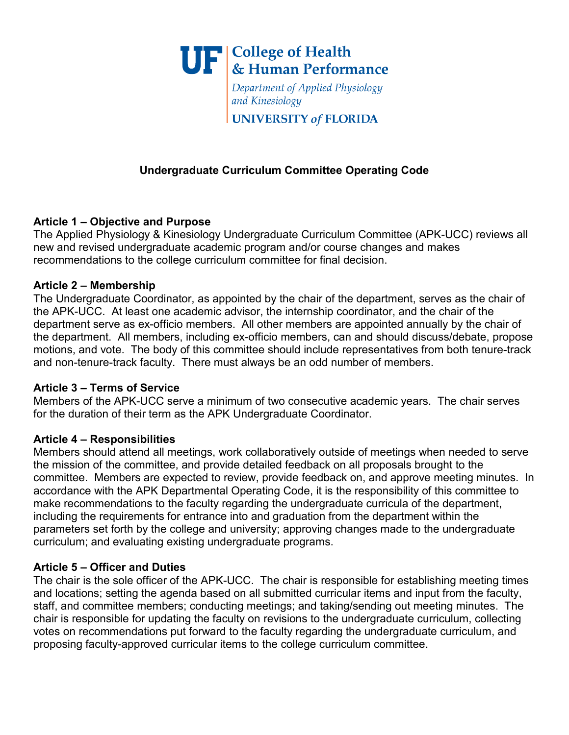UF College of Health & Human Performance

*Department of Applied Physiology and Kinesiology*

UNIVERSITY *of* FLORIDA

# Undergraduate Curriculum Committee Operating Code

## Article 1 – Objective and Purpose

The Applied Physiology & Kinesiology Undergraduate Curriculum Committee (APK-UCC) reviews all new and revised undergraduate academic program and/or course changes and makes recommendations to the college curriculum committee for final decision.

## Article 2 – Membership

The Undergraduate Coordinator, as appointed by the chair of the department, serves as the chair of the APK-UCC. At least one academic advisor, the internship coordinator, and the chair of the department serve as ex-officio members. All other members are appointed annually by the chair of the department. All members, including ex-officio members, can and should discuss/debate, propose motions, and vote. The body of this committee should include representatives from both tenure-track and non-tenure-track faculty. There must always be an odd number of members.

## Article 3 – Terms of Service

Members of the APK-UCC serve a minimum of two consecutive academic years. The chair serves for the duration of their term as the APK Undergraduate Coordinator.

## Article 4 – Responsibilities

Members should attend all meetings, work collaboratively outside of meetings when needed to serve the mission of the committee, and provide detailed feedback on all proposals brought to the committee. Members are expected to review, provide feedback on, and approve meeting minutes. In accordance with the APK Departmental Operating Code, it is the responsibility of this committee to make recommendations to the faculty regarding the undergraduate curricula of the department, including the requirements for entrance into and graduation from the department within the parameters set forth by the college and university; approving changes made to the undergraduate curriculum; and evaluating existing undergraduate programs.

## Article 5 – Officer and Duties

The chair is the sole officer of the APK-UCC. The chair is responsible for establishing meeting times and locations; setting the agenda based on all submitted curricular items and input from the faculty, staff, and committee members; conducting meetings; and taking/sending out meeting minutes. The chair is responsible for updating the faculty on revisions to the undergraduate curriculum, collecting votes on recommendations put forward to the faculty regarding the undergraduate curriculum, and proposing faculty-approved curricular items to the college curriculum committee.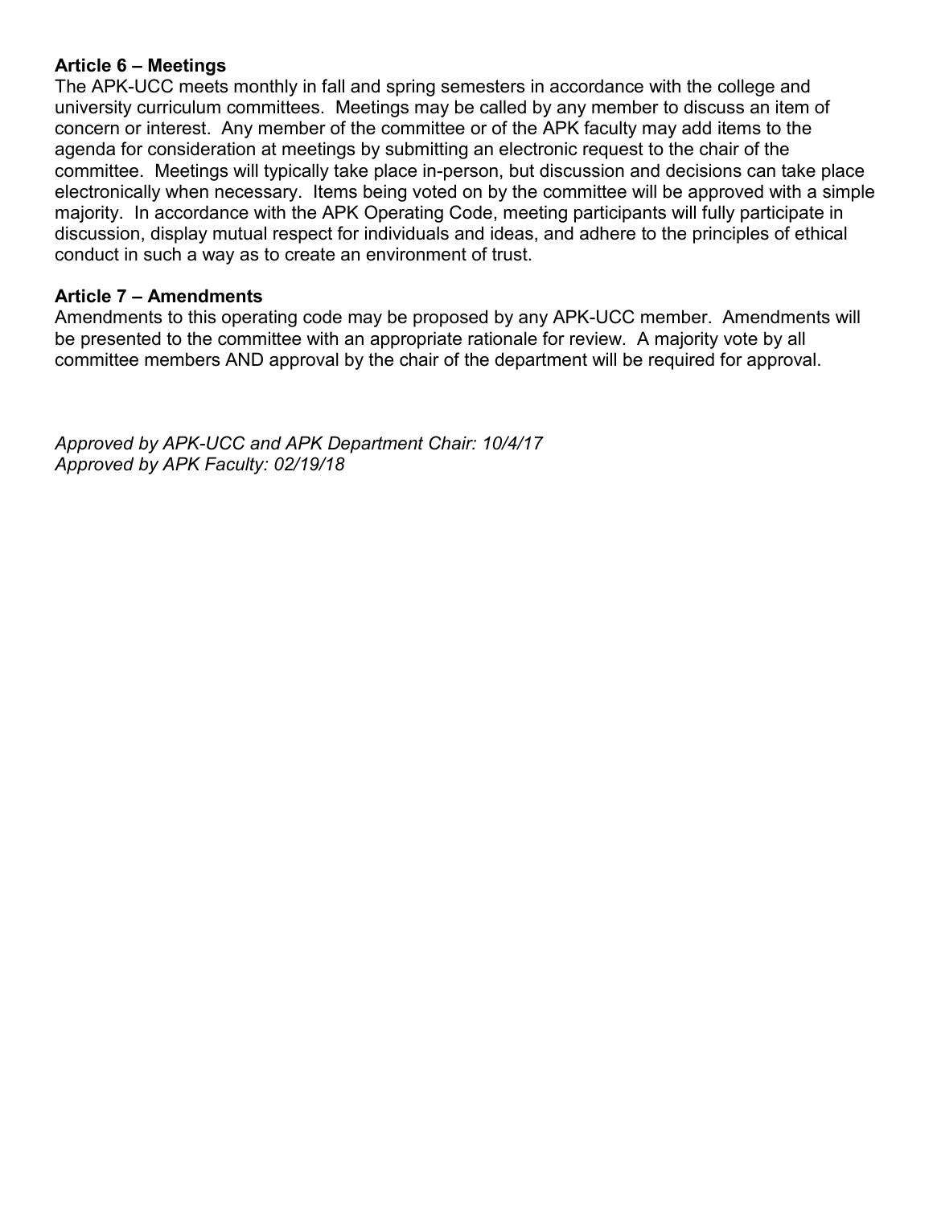**Article 6 – Meetings**

The APK-UCC meets monthly in fall and spring semesters in accordance with the college and university curriculum committees. Meetings may be called by any member to discuss an item of concern or interest. Any member of the committee or of the APK faculty may add items to the agenda for consideration at meetings by submitting an electronic request to the chair of the committee. Meetings will typically take place in-person, but discussion and decisions can take place electronically when necessary. Items being voted on by the committee will be approved with a simple majority. In accordance with the APK Operating Code, meeting participants will fully participate in discussion, display mutual respect for individuals and ideas, and adhere to the principles of ethical conduct in such a way as to create an environment of trust.

**Article 7 – Amendments**

Amendments to this operating code may be proposed by any APK-UCC member. Amendments will be presented to the committee with an appropriate rationale for review. A majority vote by all committee members AND approval by the chair of the department will be required for approval.

*Approved by APK-UCC and APK Department Chair: 10/4/17*
*Approved by APK Faculty: 02/19/18*